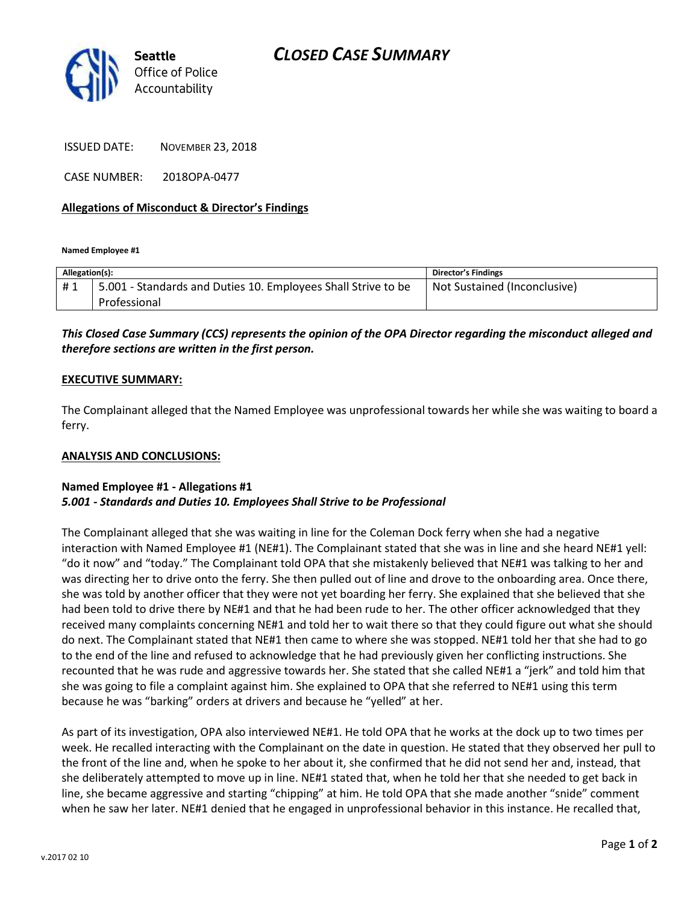**Seattle** Office of Police Accountability

# CLOSED CASE SUMMARY

ISSUED DATE: NOVEMBER 23, 2018

CASE NUMBER: 2018OPA-0477

**Allegations of Misconduct & Director's Findings**

**Named Employee #1**

| Allegation(s): | | Director's Findings |
|---|---|---|
| # 1 | 5.001 - Standards and Duties 10. Employees Shall Strive to be Professional | Not Sustained (Inconclusive) |

***This Closed Case Summary (CCS) represents the opinion of the OPA Director regarding the misconduct alleged and therefore sections are written in the first person.***

**EXECUTIVE SUMMARY:**

The Complainant alleged that the Named Employee was unprofessional towards her while she was waiting to board a ferry.

**ANALYSIS AND CONCLUSIONS:**

**Named Employee #1 - Allegations #1**
***5.001 - Standards and Duties 10. Employees Shall Strive to be Professional***

The Complainant alleged that she was waiting in line for the Coleman Dock ferry when she had a negative interaction with Named Employee #1 (NE#1). The Complainant stated that she was in line and she heard NE#1 yell: "do it now" and "today." The Complainant told OPA that she mistakenly believed that NE#1 was talking to her and was directing her to drive onto the ferry. She then pulled out of line and drove to the onboarding area. Once there, she was told by another officer that they were not yet boarding her ferry. She explained that she believed that she had been told to drive there by NE#1 and that he had been rude to her. The other officer acknowledged that they received many complaints concerning NE#1 and told her to wait there so that they could figure out what she should do next. The Complainant stated that NE#1 then came to where she was stopped. NE#1 told her that she had to go to the end of the line and refused to acknowledge that he had previously given her conflicting instructions. She recounted that he was rude and aggressive towards her. She stated that she called NE#1 a "jerk" and told him that she was going to file a complaint against him. She explained to OPA that she referred to NE#1 using this term because he was "barking" orders at drivers and because he "yelled" at her.

As part of its investigation, OPA also interviewed NE#1. He told OPA that he works at the dock up to two times per week. He recalled interacting with the Complainant on the date in question. He stated that they observed her pull to the front of the line and, when he spoke to her about it, she confirmed that he did not send her and, instead, that she deliberately attempted to move up in line. NE#1 stated that, when he told her that she needed to get back in line, she became aggressive and starting "chipping" at him. He told OPA that she made another "snide" comment when he saw her later. NE#1 denied that he engaged in unprofessional behavior in this instance. He recalled that,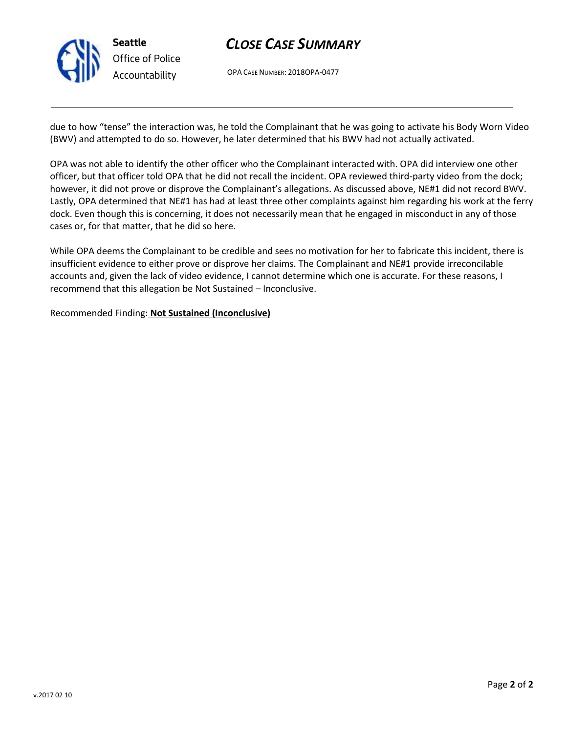due to how "tense" the interaction was, he told the Complainant that he was going to activate his Body Worn Video (BWV) and attempted to do so. However, he later determined that his BWV had not actually activated.

OPA was not able to identify the other officer who the Complainant interacted with. OPA did interview one other officer, but that officer told OPA that he did not recall the incident. OPA reviewed third-party video from the dock; however, it did not prove or disprove the Complainant's allegations. As discussed above, NE#1 did not record BWV. Lastly, OPA determined that NE#1 has had at least three other complaints against him regarding his work at the ferry dock. Even though this is concerning, it does not necessarily mean that he engaged in misconduct in any of those cases or, for that matter, that he did so here.

While OPA deems the Complainant to be credible and sees no motivation for her to fabricate this incident, there is insufficient evidence to either prove or disprove her claims. The Complainant and NE#1 provide irreconcilable accounts and, given the lack of video evidence, I cannot determine which one is accurate. For these reasons, I recommend that this allegation be Not Sustained – Inconclusive.

Recommended Finding: **Not Sustained (Inconclusive)**